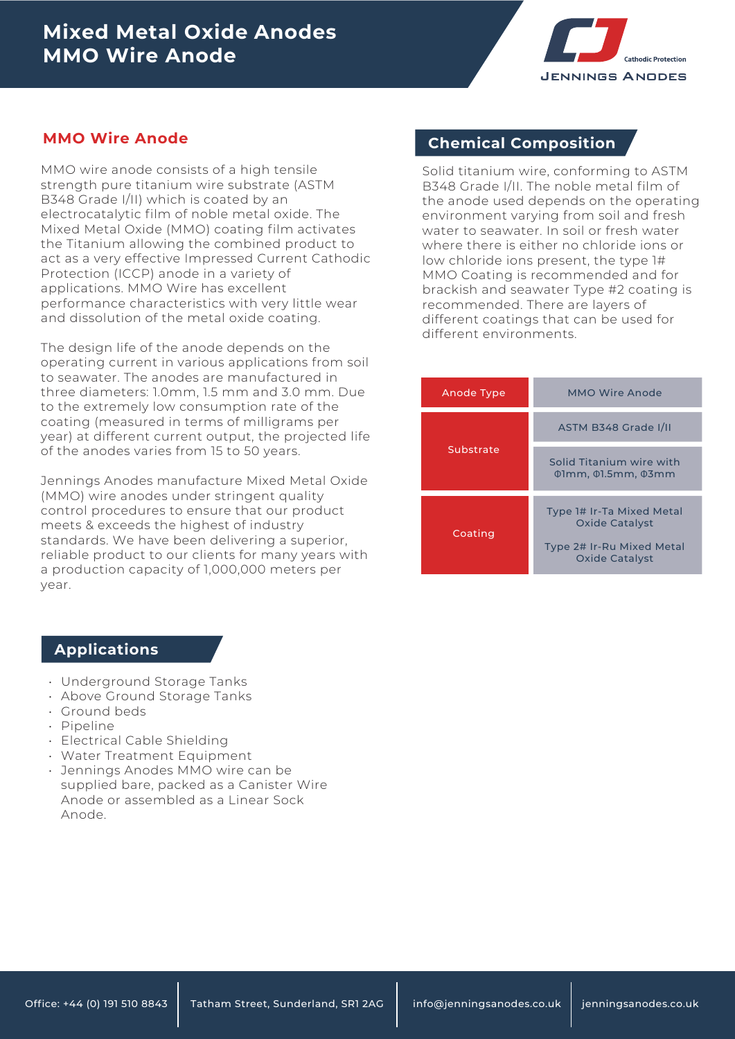# Mixed Metal Oxide Anodes
# MMO Wire Anode

## MMO Wire Anode

MMO wire anode consists of a high tensile strength pure titanium wire substrate (ASTM B348 Grade I/II) which is coated by an electrocatalytic film of noble metal oxide. The Mixed Metal Oxide (MMO) coating film activates the Titanium allowing the combined product to act as a very effective Impressed Current Cathodic Protection (ICCP) anode in a variety of applications. MMO Wire has excellent performance characteristics with very little wear and dissolution of the metal oxide coating.

The design life of the anode depends on the operating current in various applications from soil to seawater. The anodes are manufactured in three diameters: 1.0mm, 1.5 mm and 3.0 mm. Due to the extremely low consumption rate of the coating (measured in terms of milligrams per year) at different current output, the projected life of the anodes varies from 15 to 50 years.

Jennings Anodes manufacture Mixed Metal Oxide (MMO) wire anodes under stringent quality control procedures to ensure that our product meets & exceeds the highest of industry standards. We have been delivering a superior, reliable product to our clients for many years with a production capacity of 1,000,000 meters per year.

## Chemical Composition

Solid titanium wire, conforming to ASTM B348 Grade I/II. The noble metal film of the anode used depends on the operating environment varying from soil and fresh water to seawater. In soil or fresh water where there is either no chloride ions or low chloride ions present, the type 1# MMO Coating is recommended and for brackish and seawater Type #2 coating is recommended. There are layers of different coatings that can be used for different environments.

| Anode Type | MMO Wire Anode |
|---|---|
| Substrate | ASTM B348 Grade I/II |
| | Solid Titanium wire with Φ1mm, Φ1.5mm, Φ3mm |
| Coating | Type 1# Ir-Ta Mixed Metal Oxide Catalyst<br>Type 2# Ir-Ru Mixed Metal Oxide Catalyst |

## Applications

- Underground Storage Tanks
- Above Ground Storage Tanks
- Ground beds
- Pipeline
- Electrical Cable Shielding
- Water Treatment Equipment
- Jennings Anodes MMO wire can be supplied bare, packed as a Canister Wire Anode or assembled as a Linear Sock Anode.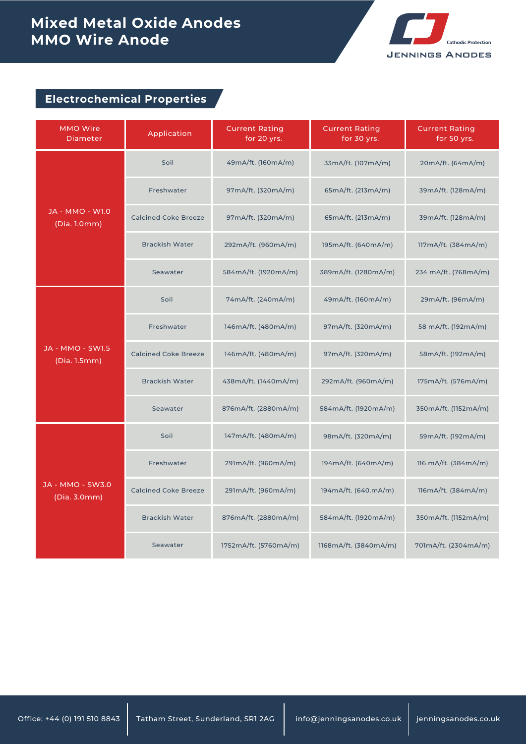# Mixed Metal Oxide Anodes
# MMO Wire Anode

## Electrochemical Properties

| MMO Wire Diameter | Application | Current Rating for 20 yrs. | Current Rating for 30 yrs. | Current Rating for 50 yrs. |
|---|---|---|---|---|
| JA - MMO - W1.0 (Dia. 1.0mm) | Soil | 49mA/ft. (160mA/m) | 33mA/ft. (107mA/m) | 20mA/ft. (64mA/m) |
| | Freshwater | 97mA/ft. (320mA/m) | 65mA/ft. (213mA/m) | 39mA/ft. (128mA/m) |
| | Calcined Coke Breeze | 97mA/ft. (320mA/m) | 65mA/ft. (213mA/m) | 39mA/ft. (128mA/m) |
| | Brackish Water | 292mA/ft. (960mA/m) | 195mA/ft. (640mA/m) | 117mA/ft. (384mA/m) |
| | Seawater | 584mA/ft. (1920mA/m) | 389mA/ft. (1280mA/m) | 234 mA/ft. (768mA/m) |
| JA - MMO - SW1.5 (Dia. 1.5mm) | Soil | 74mA/ft. (240mA/m) | 49mA/ft. (160mA/m) | 29mA/ft. (96mA/m) |
| | Freshwater | 146mA/ft. (480mA/m) | 97mA/ft. (320mA/m) | 58 mA/ft. (192mA/m) |
| | Calcined Coke Breeze | 146mA/ft. (480mA/m) | 97mA/ft. (320mA/m) | 58mA/ft. (192mA/m) |
| | Brackish Water | 438mA/ft. (1440mA/m) | 292mA/ft. (960mA/m) | 175mA/ft. (576mA/m) |
| | Seawater | 876mA/ft. (2880mA/m) | 584mA/ft. (1920mA/m) | 350mA/ft. (1152mA/m) |
| JA - MMO - SW3.0 (Dia. 3.0mm) | Soil | 147mA/ft. (480mA/m) | 98mA/ft. (320mA/m) | 59mA/ft. (192mA/m) |
| | Freshwater | 291mA/ft. (960mA/m) | 194mA/ft. (640mA/m) | 116 mA/ft. (384mA/m) |
| | Calcined Coke Breeze | 291mA/ft. (960mA/m) | 194mA/ft. (640.mA/m) | 116mA/ft. (384mA/m) |
| | Brackish Water | 876mA/ft. (2880mA/m) | 584mA/ft. (1920mA/m) | 350mA/ft. (1152mA/m) |
| | Seawater | 1752mA/ft. (5760mA/m) | 1168mA/ft. (3840mA/m) | 701mA/ft. (2304mA/m) |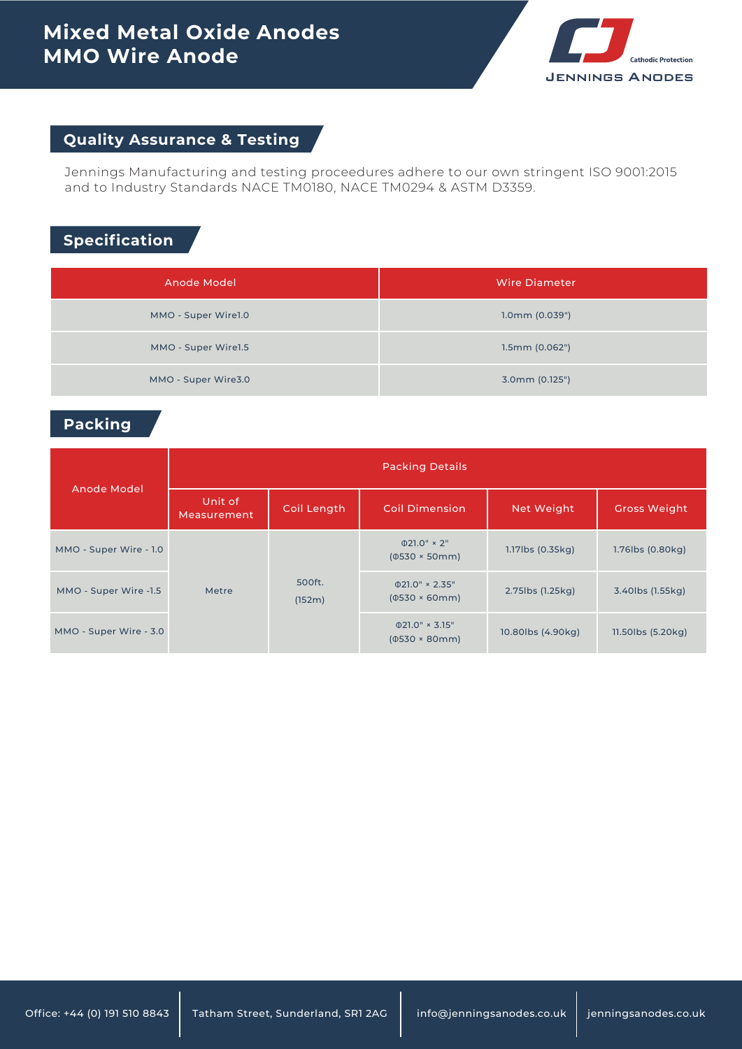# Mixed Metal Oxide Anodes MMO Wire Anode

## Quality Assurance & Testing

Jennings Manufacturing and testing proceedures adhere to our own stringent ISO 9001:2015 and to Industry Standards NACE TM0180, NACE TM0294 & ASTM D3359.

## Specification

| Anode Model | Wire Diameter |
|---|---|
| MMO - Super Wire1.0 | 1.0mm (0.039") |
| MMO - Super Wire1.5 | 1.5mm (0.062") |
| MMO - Super Wire3.0 | 3.0mm (0.125") |

## Packing

| Anode Model | Packing Details | | | | |
|---|---|---|---|---|---|
| | Unit of Measurement | Coil Length | Coil Dimension | Net Weight | Gross Weight |
| MMO - Super Wire - 1.0 | Metre | 500ft. (152m) | Φ21.0" × 2" (Φ530 × 50mm) | 1.17lbs (0.35kg) | 1.76lbs (0.80kg) |
| MMO - Super Wire -1.5 | | | Φ21.0" × 2.35" (Φ530 × 60mm) | 2.75lbs (1.25kg) | 3.40lbs (1.55kg) |
| MMO - Super Wire - 3.0 | | | Φ21.0" × 3.15" (Φ530 × 80mm) | 10.80lbs (4.90kg) | 11.50lbs (5.20kg) |